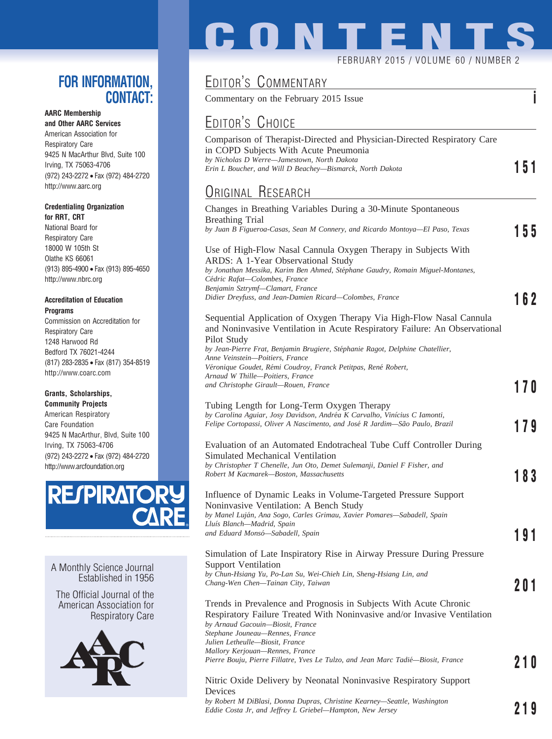# CONTENTS

FEBRUARY 2015 / VOLUME 60 / NUMBER 2

## Editor's Commentary

Commentary on the February 2015 Issue — i

## Editor's Choice

Comparison of Therapist-Directed and Physician-Directed Respiratory Care in COPD Subjects With Acute Pneumonia
*by Nicholas D Werre—Jamestown, North Dakota*
*Erin L Boucher, and Will D Beachey—Bismarck, North Dakota* — 151

## Original Research

Changes in Breathing Variables During a 30-Minute Spontaneous Breathing Trial
*by Juan B Figueroa-Casas, Sean M Connery, and Ricardo Montoya—El Paso, Texas* — 155

Use of High-Flow Nasal Cannula Oxygen Therapy in Subjects With ARDS: A 1-Year Observational Study
*by Jonathan Messika, Karim Ben Ahmed, Stéphane Gaudry, Romain Miguel-Montanes, Cédric Rafat—Colombes, France*
*Benjamin Sztrymf—Clamart, France*
*Didier Dreyfuss, and Jean-Damien Ricard—Colombes, France* — 162

Sequential Application of Oxygen Therapy Via High-Flow Nasal Cannula and Noninvasive Ventilation in Acute Respiratory Failure: An Observational Pilot Study
*by Jean-Pierre Frat, Benjamin Brugiere, Stéphanie Ragot, Delphine Chatellier, Anne Veinstein—Poitiers, France*
*Véronique Goudet, Rémi Coudroy, Franck Petitpas, René Robert, Arnaud W Thille—Poitiers, France*
*and Christophe Girault—Rouen, France* — 170

Tubing Length for Long-Term Oxygen Therapy
*by Carolina Aguiar, Josy Davidson, Andréa K Carvalho, Vinícius C Iamonti, Felipe Cortopassi, Oliver A Nascimento, and José R Jardim—São Paulo, Brazil* — 179

Evaluation of an Automated Endotracheal Tube Cuff Controller During Simulated Mechanical Ventilation
*by Christopher T Chenelle, Jun Oto, Demet Sulemanji, Daniel F Fisher, and Robert M Kacmarek—Boston, Massachusetts* — 183

Influence of Dynamic Leaks in Volume-Targeted Pressure Support Noninvasive Ventilation: A Bench Study
*by Manel Luján, Ana Sogo, Carles Grimau, Xavier Pomares—Sabadell, Spain*
*Lluís Blanch—Madrid, Spain*
*and Eduard Monsó—Sabadell, Spain* — 191

Simulation of Late Inspiratory Rise in Airway Pressure During Pressure Support Ventilation
*by Chun-Hsiang Yu, Po-Lan Su, Wei-Chieh Lin, Sheng-Hsiang Lin, and Chang-Wen Chen—Tainan City, Taiwan* — 201

Trends in Prevalence and Prognosis in Subjects With Acute Chronic Respiratory Failure Treated With Noninvasive and/or Invasive Ventilation
*by Arnaud Gacouin—Biosit, France*
*Stephane Jouneau—Rennes, France*
*Julien Letheulle—Biosit, France*
*Mallory Kerjouan—Rennes, France*
*Pierre Bouju, Pierre Fillatre, Yves Le Tulzo, and Jean Marc Tadié—Biosit, France* — 210

Nitric Oxide Delivery by Neonatal Noninvasive Respiratory Support Devices
*by Robert M DiBlasi, Donna Dupras, Christine Kearney—Seattle, Washington*
*Eddie Costa Jr, and Jeffrey L Griebel—Hampton, New Jersey* — 219

---

## FOR INFORMATION, CONTACT:

**AARC Membership and Other AARC Services**
American Association for Respiratory Care
9425 N MacArthur Blvd, Suite 100
Irving, TX 75063-4706
(972) 243-2272 • Fax (972) 484-2720
http://www.aarc.org

**Credentialing Organization for RRT, CRT**
National Board for Respiratory Care
18000 W 105th St
Olathe KS 66061
(913) 895-4900 • Fax (913) 895-4650
http://www.nbrc.org

**Accreditation of Education Programs**
Commission on Accreditation for Respiratory Care
1248 Harwood Rd
Bedford TX 76021-4244
(817) 283-2835 • Fax (817) 354-8519
http://www.coarc.com

**Grants, Scholarships, Community Projects**
American Respiratory Care Foundation
9425 N MacArthur, Blvd, Suite 100
Irving, TX 75063-4706
(972) 243-2272 • Fax (972) 484-2720
http://www.arcfoundation.org

RESPIRATORY CARE

A Monthly Science Journal Established in 1956

The Official Journal of the American Association for Respiratory Care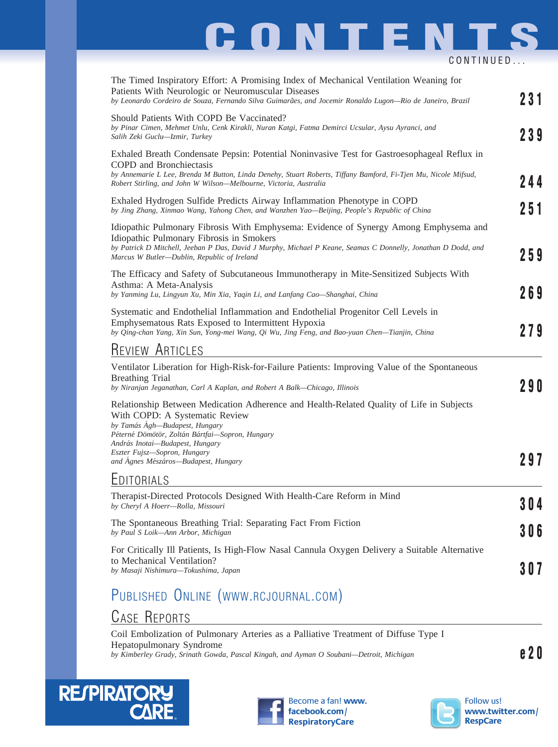# CONTENTS

CONTINUED...

The Timed Inspiratory Effort: A Promising Index of Mechanical Ventilation Weaning for Patients With Neurologic or Neuromuscular Diseases
*by Leonardo Cordeiro de Souza, Fernando Silva Guimarães, and Jocemir Ronaldo Lugon—Rio de Janeiro, Brazil* **231**

Should Patients With COPD Be Vaccinated?
*by Pinar Cimen, Mehmet Unlu, Cenk Kirakli, Nuran Katgi, Fatma Demirci Ucsular, Aysu Ayranci, and Salih Zeki Guclu—Izmir, Turkey* **239**

Exhaled Breath Condensate Pepsin: Potential Noninvasive Test for Gastroesophageal Reflux in COPD and Bronchiectasis
*by Annemarie L Lee, Brenda M Button, Linda Denehy, Stuart Roberts, Tiffany Bamford, Fi-Tjen Mu, Nicole Mifsud, Robert Stirling, and John W Wilson—Melbourne, Victoria, Australia* **244**

Exhaled Hydrogen Sulfide Predicts Airway Inflammation Phenotype in COPD
*by Jing Zhang, Xinmao Wang, Yahong Chen, and Wanzhen Yao—Beijing, People's Republic of China* **251**

Idiopathic Pulmonary Fibrosis With Emphysema: Evidence of Synergy Among Emphysema and Idiopathic Pulmonary Fibrosis in Smokers
*by Patrick D Mitchell, Jeeban P Das, David J Murphy, Michael P Keane, Seamas C Donnelly, Jonathan D Dodd, and Marcus W Butler—Dublin, Republic of Ireland* **259**

The Efficacy and Safety of Subcutaneous Immunotherapy in Mite-Sensitized Subjects With Asthma: A Meta-Analysis
*by Yanming Lu, Lingyun Xu, Min Xia, Yaqin Li, and Lanfang Cao—Shanghai, China* **269**

Systematic and Endothelial Inflammation and Endothelial Progenitor Cell Levels in Emphysematous Rats Exposed to Intermittent Hypoxia
*by Qing-chan Yang, Xin Sun, Yong-mei Wang, Qi Wu, Jing Feng, and Bao-yuan Chen—Tianjin, China* **279**

## Review Articles

Ventilator Liberation for High-Risk-for-Failure Patients: Improving Value of the Spontaneous Breathing Trial
*by Niranjan Jeganathan, Carl A Kaplan, and Robert A Balk—Chicago, Illinois* **290**

Relationship Between Medication Adherence and Health-Related Quality of Life in Subjects With COPD: A Systematic Review
*by Tamás Ágh—Budapest, Hungary*
*Péterné Dömötör, Zoltán Bártfai—Sopron, Hungary*
*András Inotai—Budapest, Hungary*
*Eszter Fujsz—Sopron, Hungary*
*and Ágnes Mészáros—Budapest, Hungary* **297**

## Editorials

Therapist-Directed Protocols Designed With Health-Care Reform in Mind
*by Cheryl A Hoerr—Rolla, Missouri* **304**

The Spontaneous Breathing Trial: Separating Fact From Fiction
*by Paul S Loik—Ann Arbor, Michigan* **306**

For Critically Ill Patients, Is High-Flow Nasal Cannula Oxygen Delivery a Suitable Alternative to Mechanical Ventilation?
*by Masaji Nishimura—Tokushima, Japan* **307**

# Published Online (www.rcjournal.com)

## Case Reports

Coil Embolization of Pulmonary Arteries as a Palliative Treatment of Diffuse Type I Hepatopulmonary Syndrome
*by Kimberley Grady, Srinath Gowda, Pascal Kingah, and Ayman O Soubani—Detroit, Michigan* **e20**

RESPIRATORY CARE

Become a fan! www.facebook.com/RespiratoryCare

Follow us! www.twitter.com/RespCare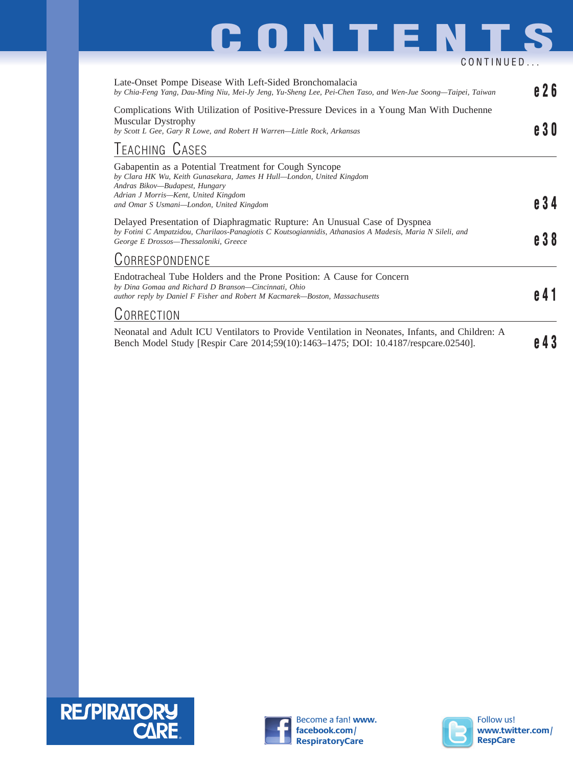# CONTENTS

CONTINUED...

Late-Onset Pompe Disease With Left-Sided Bronchomalacia
*by Chia-Feng Yang, Dau-Ming Niu, Mei-Jy Jeng, Yu-Sheng Lee, Pei-Chen Taso, and Wen-Jue Soong—Taipei, Taiwan* **e26**

Complications With Utilization of Positive-Pressure Devices in a Young Man With Duchenne Muscular Dystrophy
*by Scott L Gee, Gary R Lowe, and Robert H Warren—Little Rock, Arkansas* **e30**

## Teaching Cases

Gabapentin as a Potential Treatment for Cough Syncope
*by Clara HK Wu, Keith Gunasekara, James H Hull—London, United Kingdom*
*Andras Bikov—Budapest, Hungary*
*Adrian J Morris—Kent, United Kingdom*
*and Omar S Usmani—London, United Kingdom* **e34**

Delayed Presentation of Diaphragmatic Rupture: An Unusual Case of Dyspnea
*by Fotini C Ampatzidou, Charilaos-Panagiotis C Koutsogiannidis, Athanasios A Madesis, Maria N Sileli, and George E Drossos—Thessaloniki, Greece* **e38**

## Correspondence

Endotracheal Tube Holders and the Prone Position: A Cause for Concern
*by Dina Gomaa and Richard D Branson—Cincinnati, Ohio*
*author reply by Daniel F Fisher and Robert M Kacmarek—Boston, Massachusetts* **e41**

## Correction

Neonatal and Adult ICU Ventilators to Provide Ventilation in Neonates, Infants, and Children: A Bench Model Study [Respir Care 2014;59(10):1463–1475; DOI: 10.4187/respcare.02540]. **e43**

RESPIRATORY CARE

Become a fan! www.facebook.com/RespiratoryCare

Follow us! www.twitter.com/RespCare